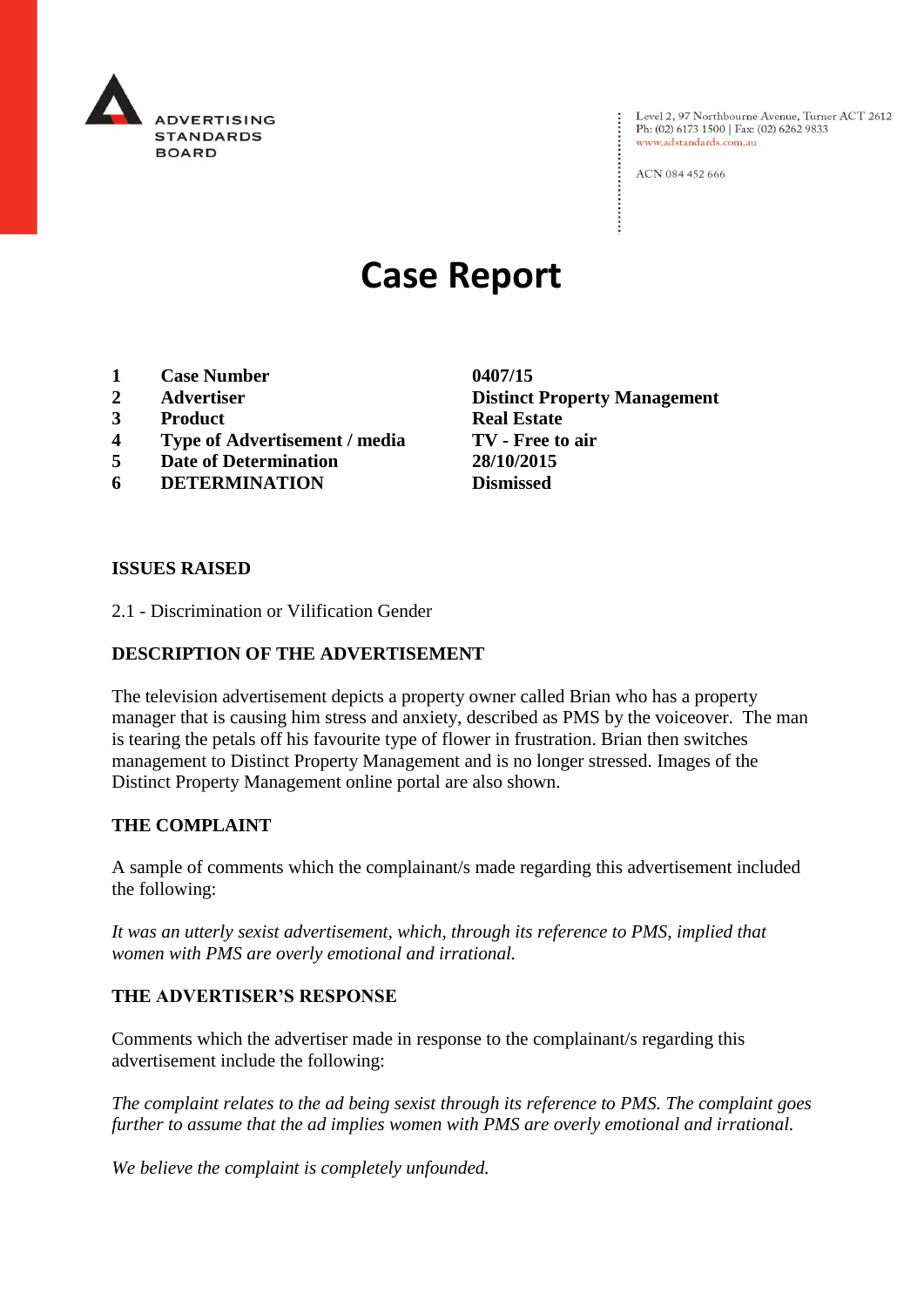ADVERTISING STANDARDS BOARD

Level 2, 97 Northbourne Avenue, Turner ACT 2612
Ph: (02) 6173 1500 | Fax: (02) 6262 9833
www.adstandards.com.au

ACN 084 452 666

# Case Report

| | | |
|---|---|---|
| **1** | **Case Number** | **0407/15** |
| **2** | **Advertiser** | **Distinct Property Management** |
| **3** | **Product** | **Real Estate** |
| **4** | **Type of Advertisement / media** | **TV - Free to air** |
| **5** | **Date of Determination** | **28/10/2015** |
| **6** | **DETERMINATION** | **Dismissed** |

**ISSUES RAISED**

2.1 - Discrimination or Vilification Gender

**DESCRIPTION OF THE ADVERTISEMENT**

The television advertisement depicts a property owner called Brian who has a property manager that is causing him stress and anxiety, described as PMS by the voiceover. The man is tearing the petals off his favourite type of flower in frustration. Brian then switches management to Distinct Property Management and is no longer stressed. Images of the Distinct Property Management online portal are also shown.

**THE COMPLAINT**

A sample of comments which the complainant/s made regarding this advertisement included the following:

*It was an utterly sexist advertisement, which, through its reference to PMS, implied that women with PMS are overly emotional and irrational.*

**THE ADVERTISER'S RESPONSE**

Comments which the advertiser made in response to the complainant/s regarding this advertisement include the following:

*The complaint relates to the ad being sexist through its reference to PMS. The complaint goes further to assume that the ad implies women with PMS are overly emotional and irrational.*

*We believe the complaint is completely unfounded.*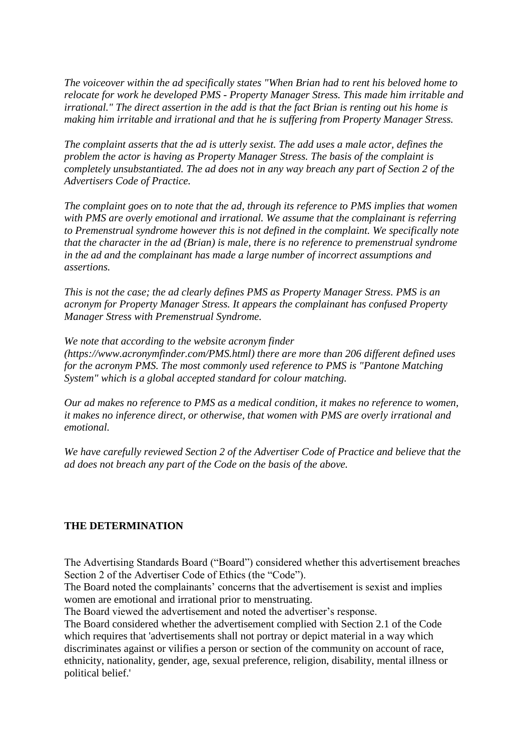*The voiceover within the ad specifically states "When Brian had to rent his beloved home to relocate for work he developed PMS - Property Manager Stress. This made him irritable and irrational." The direct assertion in the add is that the fact Brian is renting out his home is making him irritable and irrational and that he is suffering from Property Manager Stress.*

*The complaint asserts that the ad is utterly sexist. The add uses a male actor, defines the problem the actor is having as Property Manager Stress. The basis of the complaint is completely unsubstantiated. The ad does not in any way breach any part of Section 2 of the Advertisers Code of Practice.*

*The complaint goes on to note that the ad, through its reference to PMS implies that women with PMS are overly emotional and irrational. We assume that the complainant is referring to Premenstrual syndrome however this is not defined in the complaint. We specifically note that the character in the ad (Brian) is male, there is no reference to premenstrual syndrome in the ad and the complainant has made a large number of incorrect assumptions and assertions.*

*This is not the case; the ad clearly defines PMS as Property Manager Stress. PMS is an acronym for Property Manager Stress. It appears the complainant has confused Property Manager Stress with Premenstrual Syndrome.*

*We note that according to the website acronym finder (https://www.acronymfinder.com/PMS.html) there are more than 206 different defined uses for the acronym PMS. The most commonly used reference to PMS is "Pantone Matching System" which is a global accepted standard for colour matching.*

*Our ad makes no reference to PMS as a medical condition, it makes no reference to women, it makes no inference direct, or otherwise, that women with PMS are overly irrational and emotional.*

*We have carefully reviewed Section 2 of the Advertiser Code of Practice and believe that the ad does not breach any part of the Code on the basis of the above.*

**THE DETERMINATION**

The Advertising Standards Board ("Board") considered whether this advertisement breaches Section 2 of the Advertiser Code of Ethics (the "Code").

The Board noted the complainants' concerns that the advertisement is sexist and implies women are emotional and irrational prior to menstruating.

The Board viewed the advertisement and noted the advertiser's response.

The Board considered whether the advertisement complied with Section 2.1 of the Code which requires that 'advertisements shall not portray or depict material in a way which discriminates against or vilifies a person or section of the community on account of race, ethnicity, nationality, gender, age, sexual preference, religion, disability, mental illness or political belief.'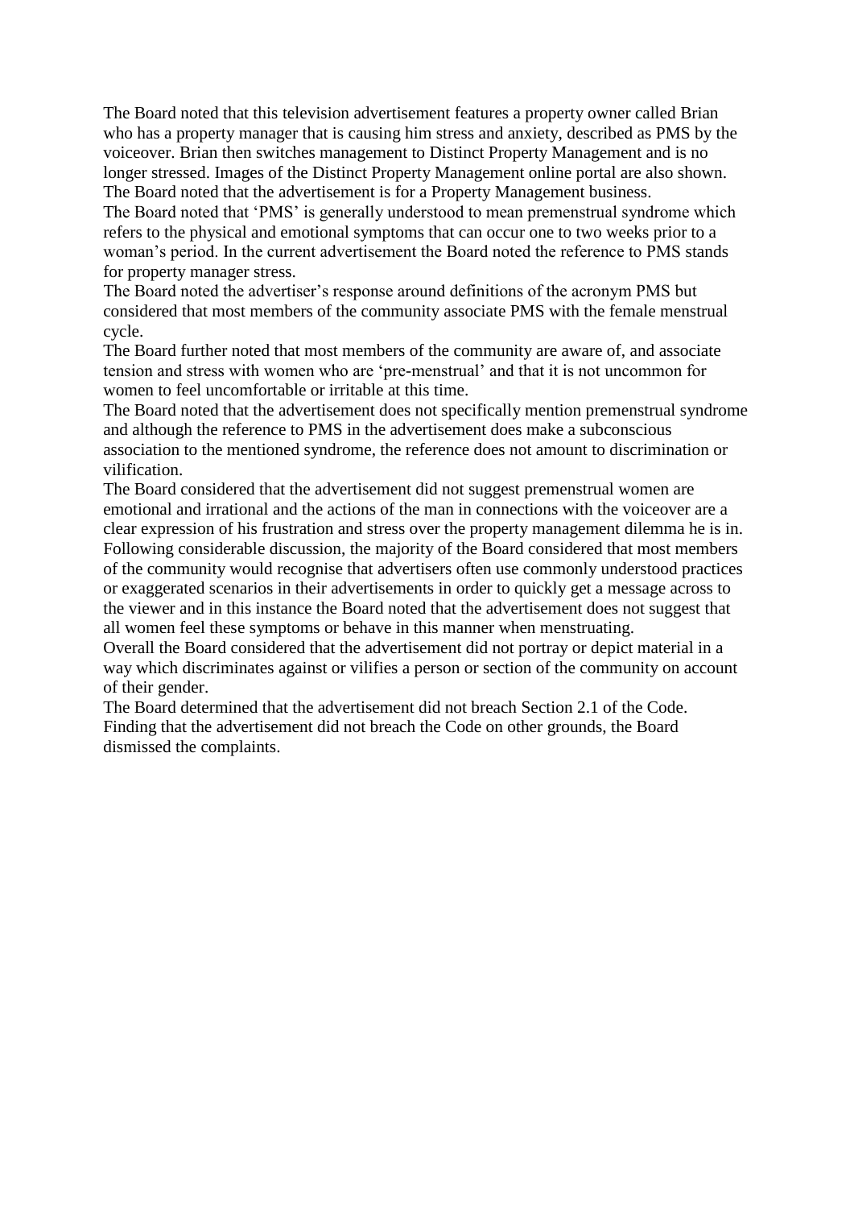The Board noted that this television advertisement features a property owner called Brian who has a property manager that is causing him stress and anxiety, described as PMS by the voiceover. Brian then switches management to Distinct Property Management and is no longer stressed. Images of the Distinct Property Management online portal are also shown.

The Board noted that the advertisement is for a Property Management business.

The Board noted that 'PMS' is generally understood to mean premenstrual syndrome which refers to the physical and emotional symptoms that can occur one to two weeks prior to a woman's period. In the current advertisement the Board noted the reference to PMS stands for property manager stress.

The Board noted the advertiser's response around definitions of the acronym PMS but considered that most members of the community associate PMS with the female menstrual cycle.

The Board further noted that most members of the community are aware of, and associate tension and stress with women who are 'pre-menstrual' and that it is not uncommon for women to feel uncomfortable or irritable at this time.

The Board noted that the advertisement does not specifically mention premenstrual syndrome and although the reference to PMS in the advertisement does make a subconscious association to the mentioned syndrome, the reference does not amount to discrimination or vilification.

The Board considered that the advertisement did not suggest premenstrual women are emotional and irrational and the actions of the man in connections with the voiceover are a clear expression of his frustration and stress over the property management dilemma he is in.

Following considerable discussion, the majority of the Board considered that most members of the community would recognise that advertisers often use commonly understood practices or exaggerated scenarios in their advertisements in order to quickly get a message across to the viewer and in this instance the Board noted that the advertisement does not suggest that all women feel these symptoms or behave in this manner when menstruating.

Overall the Board considered that the advertisement did not portray or depict material in a way which discriminates against or vilifies a person or section of the community on account of their gender.

The Board determined that the advertisement did not breach Section 2.1 of the Code.

Finding that the advertisement did not breach the Code on other grounds, the Board dismissed the complaints.